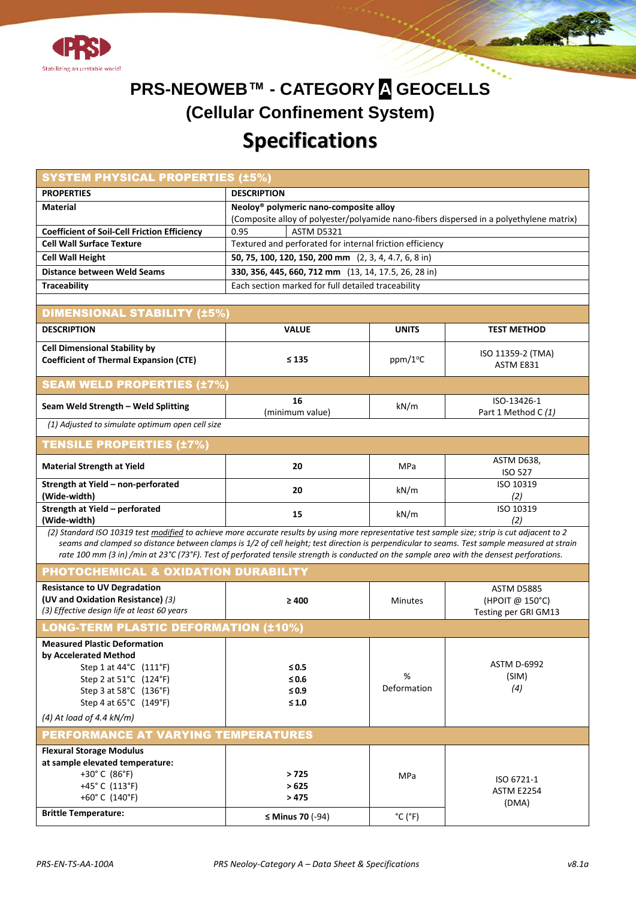# PRS-NEOWEB™ - CATEGORY A GEOCELLS

## (Cellular Confinement System)

## Specifications

### SYSTEM PHYSICAL PROPERTIES (±5%)

| PROPERTIES | DESCRIPTION |
|---|---|
| **Material** | **Neoloy® polymeric nano-composite alloy** (Composite alloy of polyester/polyamide nano-fibers dispersed in a polyethylene matrix) |
| **Coefficient of Soil-Cell Friction Efficiency** | 0.95 — ASTM D5321 |
| **Cell Wall Surface Texture** | Textured and perforated for internal friction efficiency |
| **Cell Wall Height** | **50, 75, 100, 120, 150, 200 mm** (2, 3, 4, 4.7, 6, 8 in) |
| **Distance between Weld Seams** | **330, 356, 445, 660, 712 mm** (13, 14, 17.5, 26, 28 in) |
| **Traceability** | Each section marked for full detailed traceability |

### DIMENSIONAL STABILITY (±5%)

| DESCRIPTION | VALUE | UNITS | TEST METHOD |
|---|---|---|---|
| **Cell Dimensional Stability by Coefficient of Thermal Expansion (CTE)** | **≤ 135** | ppm/1ºC | ISO 11359-2 (TMA) ASTM E831 |

### SEAM WELD PROPERTIES (±7%)

| DESCRIPTION | VALUE | UNITS | TEST METHOD |
|---|---|---|---|
| **Seam Weld Strength – Weld Splitting** | **16** (minimum value) | kN/m | ISO-13426-1 Part 1 Method C *(1)* |

*(1) Adjusted to simulate optimum open cell size*

### TENSILE PROPERTIES (±7%)

| DESCRIPTION | VALUE | UNITS | TEST METHOD |
|---|---|---|---|
| **Material Strength at Yield** | **20** | MPa | ASTM D638, ISO 527 |
| **Strength at Yield – non-perforated (Wide-width)** | **20** | kN/m | ISO 10319 *(2)* |
| **Strength at Yield – perforated (Wide-width)** | **15** | kN/m | ISO 10319 *(2)* |

*(2) Standard ISO 10319 test modified to achieve more accurate results by using more representative test sample size; strip is cut adjacent to 2 seams and clamped so distance between clamps is 1/2 of cell height; test direction is perpendicular to seams. Test sample measured at strain rate 100 mm (3 in) /min at 23°C (73°F). Test of perforated tensile strength is conducted on the sample area with the densest perforations.*

### PHOTOCHEMICAL & OXIDATION DURABILITY

| DESCRIPTION | VALUE | UNITS | TEST METHOD |
|---|---|---|---|
| **Resistance to UV Degradation (UV and Oxidation Resistance)** *(3)*<br>*(3) Effective design life at least 60 years* | **≥ 400** | Minutes | ASTM D5885 (HPOIT @ 150°C) Testing per GRI GM13 |

### LONG-TERM PLASTIC DEFORMATION (±10%)

| DESCRIPTION | VALUE | UNITS | TEST METHOD |
|---|---|---|---|
| **Measured Plastic Deformation by Accelerated Method** | | % Deformation | ASTM D-6992 (SIM) *(4)* |
| Step 1 at 44°C (111°F) | **≤ 0.5** | | |
| Step 2 at 51°C (124°F) | **≤ 0.6** | | |
| Step 3 at 58°C (136°F) | **≤ 0.9** | | |
| Step 4 at 65°C (149°F) | **≤ 1.0** | | |

*(4) At load of 4.4 kN/m)*

### PERFORMANCE AT VARYING TEMPERATURES

| DESCRIPTION | VALUE | UNITS | TEST METHOD |
|---|---|---|---|
| **Flexural Storage Modulus at sample elevated temperature:** | | MPa | ISO 6721-1 ASTM E2254 (DMA) |
| +30° C (86°F) | **> 725** | | |
| +45° C (113°F) | **> 625** | | |
| +60° C (140°F) | **> 475** | | |
| **Brittle Temperature:** | **≤ Minus 70** (-94) | °C (°F) | |

PRS-EN-TS-AA-100A — PRS Neoloy-Category A – Data Sheet & Specifications — v8.1a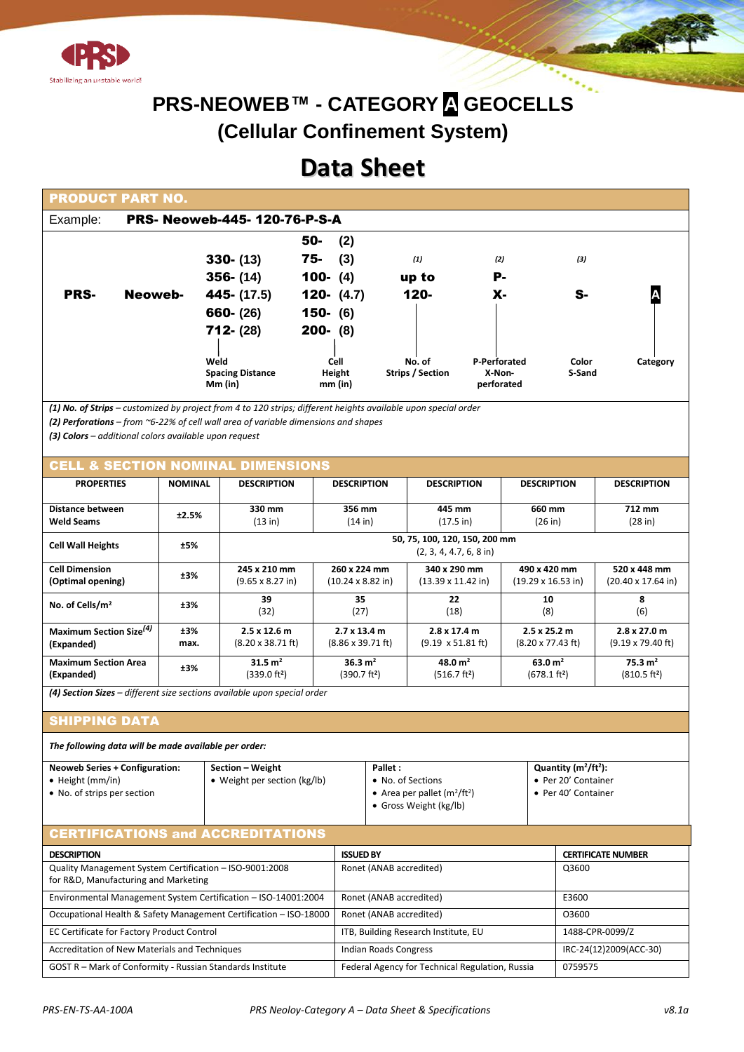# PRS-NEOWEB™ - CATEGORY A GEOCELLS

## (Cellular Confinement System)

# Data Sheet

## PRODUCT PART NO.

Example: **PRS- Neoweb-445- 120-76-P-S-A**

| | | | | | | | |
|---|---|---|---|---|---|---|---|
| **PRS-** | **Neoweb-** | **330-** (13)<br>**356-** (14)<br>**445-** (17.5)<br>**660-** (26)<br>**712-** (28) | **50-** (2)<br>**75-** (3)<br>**100-** (4)<br>**120-** (4.7)<br>**150-** (6)<br>**200-** (8) | *(1)*<br>**up to**<br>**120-** | *(2)*<br>**P-**<br>**X-** | *(3)*<br>**S-** | **A** |
| | | **Weld Spacing Distance Mm (in)** | **Cell Height mm (in)** | **No. of Strips / Section** | **P-Perforated X-Non-perforated** | **Color S-Sand** | **Category** |

***(1) No. of Strips** – customized by project from 4 to 120 strips; different heights available upon special order*
***(2) Perforations** – from ~6-22% of cell wall area of variable dimensions and shapes*
***(3) Colors** – additional colors available upon request*

## CELL & SECTION NOMINAL DIMENSIONS

| PROPERTIES | NOMINAL | DESCRIPTION | DESCRIPTION | DESCRIPTION | DESCRIPTION | DESCRIPTION |
|---|---|---|---|---|---|---|
| **Distance between Weld Seams** | ±2.5% | 330 mm<br>(13 in) | 356 mm<br>(14 in) | 445 mm<br>(17.5 in) | 660 mm<br>(26 in) | 712 mm<br>(28 in) |
| **Cell Wall Heights** | ±5% | 50, 75, 100, 120, 150, 200 mm<br>(2, 3, 4, 4.7, 6, 8 in) | | | | |
| **Cell Dimension (Optimal opening)** | ±3% | 245 x 210 mm<br>(9.65 x 8.27 in) | 260 x 224 mm<br>(10.24 x 8.82 in) | 340 x 290 mm<br>(13.39 x 11.42 in) | 490 x 420 mm<br>(19.29 x 16.53 in) | 520 x 448 mm<br>(20.40 x 17.64 in) |
| **No. of Cells/m²** | ±3% | 39<br>(32) | 35<br>(27) | 22<br>(18) | 10<br>(8) | 8<br>(6) |
| **Maximum Section Size[(4)] (Expanded)** | ±3% max. | **2.5 x 12.6 m**<br>(8.20 x 38.71 ft) | **2.7 x 13.4 m**<br>(8.86 x 39.71 ft) | **2.8 x 17.4 m**<br>(9.19 x 51.81 ft) | **2.5 x 25.2 m**<br>(8.20 x 77.43 ft) | **2.8 x 27.0 m**<br>(9.19 x 79.40 ft) |
| **Maximum Section Area (Expanded)** | ±3% | **31.5 m²**<br>(339.0 ft²) | **36.3 m²**<br>(390.7 ft²) | **48.0 m²**<br>(516.7 ft²) | **63.0 m²**<br>(678.1 ft²) | **75.3 m²**<br>(810.5 ft²) |

***(4) Section Sizes** – different size sections available upon special order*

## SHIPPING DATA

***The following data will be made available per order:***

| **Neoweb Series + Configuration:** | **Section – Weight** | **Pallet :** | **Quantity (m²/ft²):** |
|---|---|---|---|
| • Height (mm/in)<br>• No. of strips per section | • Weight per section (kg/lb) | • No. of Sections<br>• Area per pallet (m²/ft²)<br>• Gross Weight (kg/lb) | • Per 20' Container<br>• Per 40' Container |

## CERTIFICATIONS and ACCREDITATIONS

| DESCRIPTION | ISSUED BY | CERTIFICATE NUMBER |
|---|---|---|
| Quality Management System Certification – ISO-9001:2008 for R&D, Manufacturing and Marketing | Ronet (ANAB accredited) | Q3600 |
| Environmental Management System Certification – ISO-14001:2004 | Ronet (ANAB accredited) | E3600 |
| Occupational Health & Safety Management Certification – ISO-18000 | Ronet (ANAB accredited) | O3600 |
| EC Certificate for Factory Product Control | ITB, Building Research Institute, EU | 1488-CPR-0099/Z |
| Accreditation of New Materials and Techniques | Indian Roads Congress | IRC-24(12)2009(ACC-30) |
| GOST R – Mark of Conformity - Russian Standards Institute | Federal Agency for Technical Regulation, Russia | 0759575 |